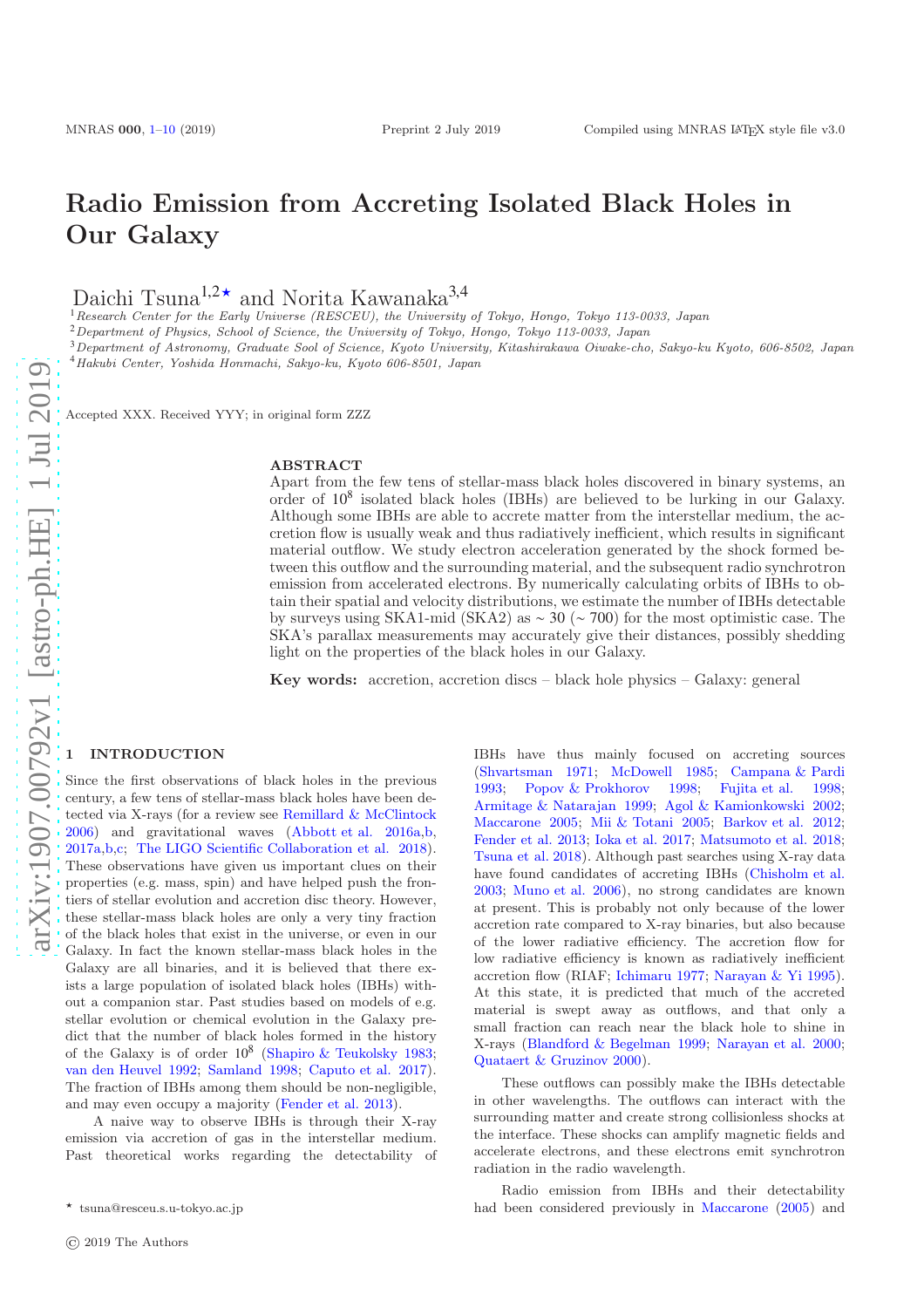# Radio Emission from Accreting Isolated Black Holes in Our Galaxy

Daichi Tsuna[1,2★] and Norita Kawanaka[3,4]

[1] *Research Center for the Early Universe (RESCEU), the University of Tokyo, Hongo, Tokyo 113-0033, Japan*
[2] *Department of Physics, School of Science, the University of Tokyo, Hongo, Tokyo 113-0033, Japan*
[3] *Department of Astronomy, Graduate Sool of Science, Kyoto University, Kitashirakawa Oiwake-cho, Sakyo-ku Kyoto, 606-8502, Japan*
[4] *Hakubi Center, Yoshida Honmachi, Sakyo-ku, Kyoto 606-8501, Japan*

Accepted XXX. Received YYY; in original form ZZZ

## ABSTRACT

Apart from the few tens of stellar-mass black holes discovered in binary systems, an order of $10^8$ isolated black holes (IBHs) are believed to be lurking in our Galaxy. Although some IBHs are able to accrete matter from the interstellar medium, the accretion flow is usually weak and thus radiatively inefficient, which results in significant material outflow. We study electron acceleration generated by the shock formed between this outflow and the surrounding material, and the subsequent radio synchrotron emission from accelerated electrons. By numerically calculating orbits of IBHs to obtain their spatial and velocity distributions, we estimate the number of IBHs detectable by surveys using SKA1-mid (SKA2) as $\sim 30$ ($\sim 700$) for the most optimistic case. The SKA's parallax measurements may accurately give their distances, possibly shedding light on the properties of the black holes in our Galaxy.

**Key words:** accretion, accretion discs – black hole physics – Galaxy: general

## 1 INTRODUCTION

Since the first observations of black holes in the previous century, a few tens of stellar-mass black holes have been detected via X-rays (for a review see Remillard & McClintock 2006) and gravitational waves (Abbott et al. 2016a,b, 2017a,b,c; The LIGO Scientific Collaboration et al. 2018). These observations have given us important clues on their properties (e.g. mass, spin) and have helped push the frontiers of stellar evolution and accretion disc theory. However, these stellar-mass black holes are only a very tiny fraction of the black holes that exist in the universe, or even in our Galaxy. In fact the known stellar-mass black holes in the Galaxy are all binaries, and it is believed that there exists a large population of isolated black holes (IBHs) without a companion star. Past studies based on models of e.g. stellar evolution or chemical evolution in the Galaxy predict that the number of black holes formed in the history of the Galaxy is of order $10^8$ (Shapiro & Teukolsky 1983; van den Heuvel 1992; Samland 1998; Caputo et al. 2017). The fraction of IBHs among them should be non-negligible, and may even occupy a majority (Fender et al. 2013).

A naive way to observe IBHs is through their X-ray emission via accretion of gas in the interstellar medium. Past theoretical works regarding the detectability of IBHs have thus mainly focused on accreting sources (Shvartsman 1971; McDowell 1985; Campana & Pardi 1993; Popov & Prokhorov 1998; Fujita et al. 1998; Armitage & Natarajan 1999; Agol & Kamionkowski 2002; Maccarone 2005; Mii & Totani 2005; Barkov et al. 2012; Fender et al. 2013; Ioka et al. 2017; Matsumoto et al. 2018; Tsuna et al. 2018). Although past searches using X-ray data have found candidates of accreting IBHs (Chisholm et al. 2003; Muno et al. 2006), no strong candidates are known at present. This is probably not only because of the lower accretion rate compared to X-ray binaries, but also because of the lower radiative efficiency. The accretion flow for low radiative efficiency is known as radiatively inefficient accretion flow (RIAF; Ichimaru 1977; Narayan & Yi 1995). At this state, it is predicted that much of the accreted material is swept away as outflows, and that only a small fraction can reach near the black hole to shine in X-rays (Blandford & Begelman 1999; Narayan et al. 2000; Quataert & Gruzinov 2000).

These outflows can possibly make the IBHs detectable in other wavelengths. The outflows can interact with the surrounding matter and create strong collisionless shocks at the interface. These shocks can amplify magnetic fields and accelerate electrons, and these electrons emit synchrotron radiation in the radio wavelength.

Radio emission from IBHs and their detectability had been considered previously in Maccarone (2005) and

★ tsuna@resceu.s.u-tokyo.ac.jp

© 2019 The Authors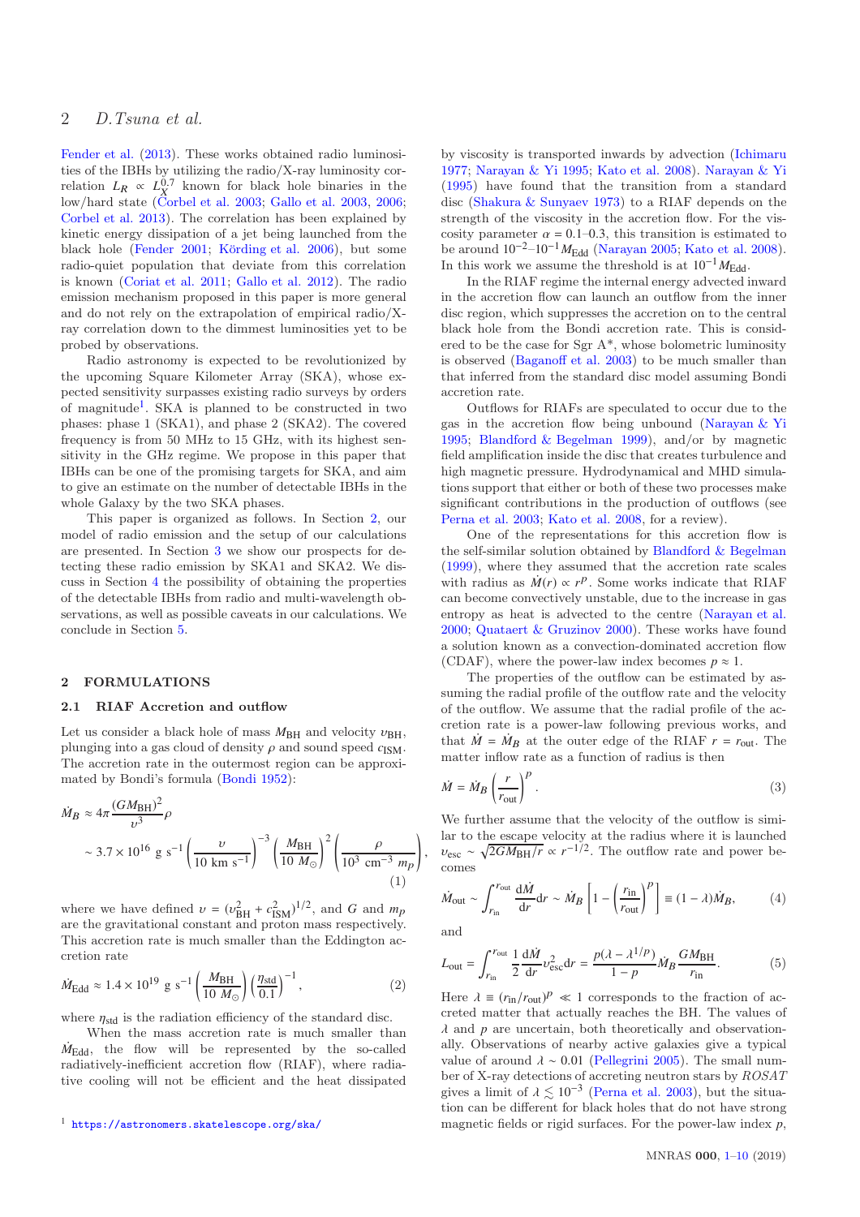Fender et al. (2013). These works obtained radio luminosities of the IBHs by utilizing the radio/X-ray luminosity correlation $L_R \propto L_X^{0.7}$ known for black hole binaries in the low/hard state (Corbel et al. 2003; Gallo et al. 2003, 2006; Corbel et al. 2013). The correlation has been explained by kinetic energy dissipation of a jet being launched from the black hole (Fender 2001; Körding et al. 2006), but some radio-quiet population that deviate from this correlation is known (Coriat et al. 2011; Gallo et al. 2012). The radio emission mechanism proposed in this paper is more general and do not rely on the extrapolation of empirical radio/X-ray correlation down to the dimmest luminosities yet to be probed by observations.

Radio astronomy is expected to be revolutionized by the upcoming Square Kilometer Array (SKA), whose expected sensitivity surpasses existing radio surveys by orders of magnitude[1]. SKA is planned to be constructed in two phases: phase 1 (SKA1), and phase 2 (SKA2). The covered frequency is from 50 MHz to 15 GHz, with its highest sensitivity in the GHz regime. We propose in this paper that IBHs can be one of the promising targets for SKA, and aim to give an estimate on the number of detectable IBHs in the whole Galaxy by the two SKA phases.

This paper is organized as follows. In Section 2, our model of radio emission and the setup of our calculations are presented. In Section 3 we show our prospects for detecting these radio emission by SKA1 and SKA2. We discuss in Section 4 the possibility of obtaining the properties of the detectable IBHs from radio and multi-wavelength observations, as well as possible caveats in our calculations. We conclude in Section 5.

## 2 FORMULATIONS

### 2.1 RIAF Accretion and outflow

Let us consider a black hole of mass $M_{\rm BH}$ and velocity $v_{\rm BH}$, plunging into a gas cloud of density $\rho$ and sound speed $c_{\rm ISM}$. The accretion rate in the outermost region can be approximated by Bondi's formula (Bondi 1952):

$$\dot{M}_B \approx 4\pi \frac{(GM_{\rm BH})^2}{v^3}\rho \sim 3.7\times 10^{16}\ {\rm g\ s^{-1}} \left(\frac{v}{10\ {\rm km\ s^{-1}}}\right)^{-3} \left(\frac{M_{\rm BH}}{10\ M_\odot}\right)^2 \left(\frac{\rho}{10^3\ {\rm cm^{-3}}\ m_p}\right), \quad (1)$$

where we have defined $v = (v_{\rm BH}^2 + c_{\rm ISM}^2)^{1/2}$, and $G$ and $m_p$ are the gravitational constant and proton mass respectively. This accretion rate is much smaller than the Eddington accretion rate

$$\dot{M}_{\rm Edd} \approx 1.4\times 10^{19}\ {\rm g\ s^{-1}} \left(\frac{M_{\rm BH}}{10\ M_\odot}\right) \left(\frac{\eta_{\rm std}}{0.1}\right)^{-1}, \quad (2)$$

where $\eta_{\rm std}$ is the radiation efficiency of the standard disc.

When the mass accretion rate is much smaller than $\dot{M}_{\rm Edd}$, the flow will be represented by the so-called radiatively-inefficient accretion flow (RIAF), where radiative cooling will not be efficient and the heat dissipated by viscosity is transported inwards by advection (Ichimaru 1977; Narayan & Yi 1995; Kato et al. 2008). Narayan & Yi (1995) have found that the transition from a standard disc (Shakura & Sunyaev 1973) to a RIAF depends on the strength of the viscosity in the accretion flow. For the viscosity parameter $\alpha = 0.1$–$0.3$, this transition is estimated to be around $10^{-2}$–$10^{-1}\dot{M}_{\rm Edd}$ (Narayan 2005; Kato et al. 2008). In this work we assume the threshold is at $10^{-1}\dot{M}_{\rm Edd}$.

In the RIAF regime the internal energy advected inward in the accretion flow can launch an outflow from the inner disc region, which suppresses the accretion on to the central black hole from the Bondi accretion rate. This is considered to be the case for Sgr A*, whose bolometric luminosity is observed (Baganoff et al. 2003) to be much smaller than that inferred from the standard disc model assuming Bondi accretion rate.

Outflows for RIAFs are speculated to occur due to the gas in the accretion flow being unbound (Narayan & Yi 1995; Blandford & Begelman 1999), and/or by magnetic field amplification inside the disc that creates turbulence and high magnetic pressure. Hydrodynamical and MHD simulations support that either or both of these two processes make significant contributions in the production of outflows (see Perna et al. 2003; Kato et al. 2008, for a review).

One of the representations for this accretion flow is the self-similar solution obtained by Blandford & Begelman (1999), where they assumed that the accretion rate scales with radius as $\dot{M}(r) \propto r^p$. Some works indicate that RIAF can become convectively unstable, due to the increase in gas entropy as heat is advected to the centre (Narayan et al. 2000; Quataert & Gruzinov 2000). These works have found a solution known as a convection-dominated accretion flow (CDAF), where the power-law index becomes $p \approx 1$.

The properties of the outflow can be estimated by assuming the radial profile of the outflow rate and the velocity of the outflow. We assume that the radial profile of the accretion rate is a power-law following previous works, and that $\dot{M} = \dot{M}_B$ at the outer edge of the RIAF $r = r_{\rm out}$. The matter inflow rate as a function of radius is then

$$\dot{M} = \dot{M}_B \left(\frac{r}{r_{\rm out}}\right)^p. \quad (3)$$

We further assume that the velocity of the outflow is similar to the escape velocity at the radius where it is launched $v_{\rm esc} \sim \sqrt{2GM_{\rm BH}/r} \propto r^{-1/2}$. The outflow rate and power becomes

$$\dot{M}_{\rm out} \sim \int_{r_{\rm in}}^{r_{\rm out}} \frac{d\dot{M}}{dr}dr \sim \dot{M}_B \left[1 - \left(\frac{r_{\rm in}}{r_{\rm out}}\right)^p\right] \equiv (1-\lambda)\dot{M}_B, \quad (4)$$

and

$$L_{\rm out} = \int_{r_{\rm in}}^{r_{\rm out}} \frac{1}{2}\frac{d\dot{M}}{dr} v_{\rm esc}^2 dr = \frac{p(\lambda - \lambda^{1/p})}{1-p}\dot{M}_B \frac{GM_{\rm BH}}{r_{\rm in}}. \quad (5)$$

Here $\lambda \equiv (r_{\rm in}/r_{\rm out})^p \ll 1$ corresponds to the fraction of accreted matter that actually reaches the BH. The values of $\lambda$ and $p$ are uncertain, both theoretically and observationally. Observations of nearby active galaxies give a typical value of around $\lambda \sim 0.01$ (Pellegrini 2005). The small number of X-ray detections of accreting neutron stars by *ROSAT* gives a limit of $\lambda \lesssim 10^{-3}$ (Perna et al. 2003), but the situation can be different for black holes that do not have strong magnetic fields or rigid surfaces. For the power-law index $p$,

[1] https://astronomers.skatelescope.org/ska/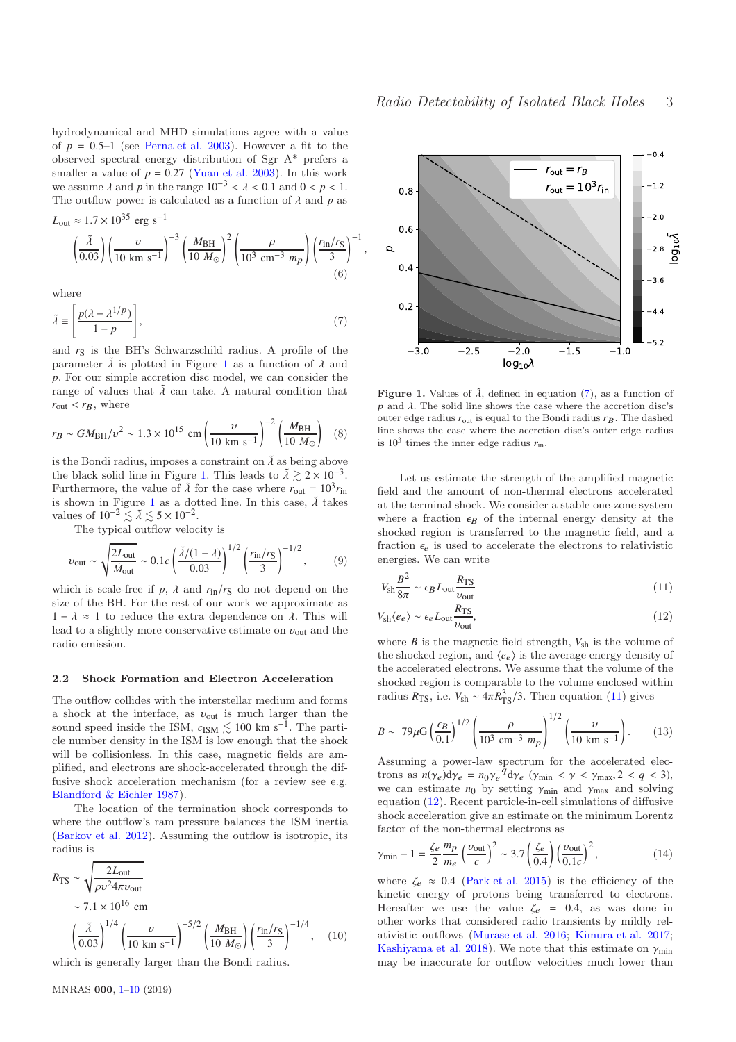hydrodynamical and MHD simulations agree with a value of $p = 0.5$–1 (see Perna et al. 2003). However a fit to the observed spectral energy distribution of Sgr A* prefers a smaller a value of $p = 0.27$ (Yuan et al. 2003). In this work we assume $\lambda$ and $p$ in the range $10^{-3} < \lambda < 0.1$ and $0 < p < 1$. The outflow power is calculated as a function of $\lambda$ and $p$ as

$$L_{\rm out} \approx 1.7\times10^{35}\ {\rm erg\ s^{-1}} \left(\frac{\tilde{\lambda}}{0.03}\right)\left(\frac{v}{10\ {\rm km\ s^{-1}}}\right)^{-3}\left(\frac{M_{\rm BH}}{10\ M_\odot}\right)^{2}\left(\frac{\rho}{10^3\ {\rm cm^{-3}}\ m_p}\right)\left(\frac{r_{\rm in}/r_{\rm S}}{3}\right)^{-1}, \tag{6}$$

where

$$\tilde{\lambda} \equiv \left[\frac{p(\lambda - \lambda^{1/p})}{1-p}\right], \tag{7}$$

and $r_{\rm S}$ is the BH's Schwarzschild radius. A profile of the parameter $\tilde{\lambda}$ is plotted in Figure 1 as a function of $\lambda$ and $p$. For our simple accretion disc model, we can consider the range of values that $\tilde{\lambda}$ can take. A natural condition that $r_{\rm out} < r_B$, where

$$r_B \sim GM_{\rm BH}/v^2 \sim 1.3\times10^{15}\ {\rm cm}\left(\frac{v}{10\ {\rm km\ s^{-1}}}\right)^{-2}\left(\frac{M_{\rm BH}}{10\ M_\odot}\right) \tag{8}$$

is the Bondi radius, imposes a constraint on $\tilde{\lambda}$ as being above the black solid line in Figure 1. This leads to $\tilde{\lambda} \gtrsim 2\times10^{-3}$. Furthermore, the value of $\tilde{\lambda}$ for the case where $r_{\rm out} = 10^3 r_{\rm in}$ is shown in Figure 1 as a dotted line. In this case, $\tilde{\lambda}$ takes values of $10^{-2} \lesssim \tilde{\lambda} \lesssim 5\times10^{-2}$.

The typical outflow velocity is

$$v_{\rm out} \sim \sqrt{\frac{2L_{\rm out}}{\dot{M}_{\rm out}}} \sim 0.1c\left(\frac{\tilde{\lambda}/(1-\lambda)}{0.03}\right)^{1/2}\left(\frac{r_{\rm in}/r_{\rm S}}{3}\right)^{-1/2}, \tag{9}$$

which is scale-free if $p$, $\lambda$ and $r_{\rm in}/r_{\rm S}$ do not depend on the size of the BH. For the rest of our work we approximate as $1-\lambda \approx 1$ to reduce the extra dependence on $\lambda$. This will lead to a slightly more conservative estimate on $v_{\rm out}$ and the radio emission.

### 2.2 Shock Formation and Electron Acceleration

The outflow collides with the interstellar medium and forms a shock at the interface, as $v_{\rm out}$ is much larger than the sound speed inside the ISM, $c_{\rm ISM} \lesssim 100\ {\rm km\ s^{-1}}$. The particle number density in the ISM is low enough that the shock will be collisionless. In this case, magnetic fields are amplified, and electrons are shock-accelerated through the diffusive shock acceleration mechanism (for a review see e.g. Blandford & Eichler 1987).

The location of the termination shock corresponds to where the outflow's ram pressure balances the ISM inertia (Barkov et al. 2012). Assuming the outflow is isotropic, its radius is

$$R_{\rm TS} \sim \sqrt{\frac{2L_{\rm out}}{\rho v^2 4\pi v_{\rm out}}} \sim 7.1\times10^{16}\ {\rm cm} \left(\frac{\tilde{\lambda}}{0.03}\right)^{1/4}\left(\frac{v}{10\ {\rm km\ s^{-1}}}\right)^{-5/2}\left(\frac{M_{\rm BH}}{10\ M_\odot}\right)\left(\frac{r_{\rm in}/r_{\rm S}}{3}\right)^{-1/4}, \tag{10}$$

which is generally larger than the Bondi radius.

**Figure 1.** Values of $\tilde{\lambda}$, defined in equation (7), as a function of $p$ and $\lambda$. The solid line shows the case where the accretion disc's outer edge radius $r_{\rm out}$ is equal to the Bondi radius $r_B$. The dashed line shows the case where the accretion disc's outer edge radius is $10^3$ times the inner edge radius $r_{\rm in}$.

Let us estimate the strength of the amplified magnetic field and the amount of non-thermal electrons accelerated at the terminal shock. We consider a stable one-zone system where a fraction $\epsilon_B$ of the internal energy density at the shocked region is transferred to the magnetic field, and a fraction $\epsilon_e$ is used to accelerate the electrons to relativistic energies. We can write

$$V_{\rm sh}\frac{B^2}{8\pi} \sim \epsilon_B L_{\rm out}\frac{R_{\rm TS}}{v_{\rm out}} \tag{11}$$

$$V_{\rm sh}\langle e_e\rangle \sim \epsilon_e L_{\rm out}\frac{R_{\rm TS}}{v_{\rm out}}, \tag{12}$$

where $B$ is the magnetic field strength, $V_{\rm sh}$ is the volume of the shocked region, and $\langle e_e\rangle$ is the average energy density of the accelerated electrons. We assume that the volume of the shocked region is comparable to the volume enclosed within radius $R_{\rm TS}$, i.e. $V_{\rm sh} \sim 4\pi R_{\rm TS}^3/3$. Then equation (11) gives

$$B \sim 79\mu{\rm G}\left(\frac{\epsilon_B}{0.1}\right)^{1/2}\left(\frac{\rho}{10^3\ {\rm cm^{-3}}\ m_p}\right)^{1/2}\left(\frac{v}{10\ {\rm km\ s^{-1}}}\right). \tag{13}$$

Assuming a power-law spectrum for the accelerated electrons as $n(\gamma_e)d\gamma_e = n_0\gamma_e^{-q}d\gamma_e$ ($\gamma_{\rm min} < \gamma < \gamma_{\rm max}, 2 < q < 3$), we can estimate $n_0$ by setting $\gamma_{\rm min}$ and $\gamma_{\rm max}$ and solving equation (12). Recent particle-in-cell simulations of diffusive shock acceleration give an estimate on the minimum Lorentz factor of the non-thermal electrons as

$$\gamma_{\rm min} - 1 = \frac{\zeta_e}{2}\frac{m_p}{m_e}\left(\frac{v_{\rm out}}{c}\right)^2 \sim 3.7\left(\frac{\zeta_e}{0.4}\right)\left(\frac{v_{\rm out}}{0.1c}\right)^2, \tag{14}$$

where $\zeta_e \approx 0.4$ (Park et al. 2015) is the efficiency of the kinetic energy of protons being transferred to electrons. Hereafter we use the value $\zeta_e = 0.4$, as was done in other works that considered radio transients by mildly relativistic outflows (Murase et al. 2016; Kimura et al. 2017; Kashiyama et al. 2018). We note that this estimate on $\gamma_{\rm min}$ may be inaccurate for outflow velocities much lower than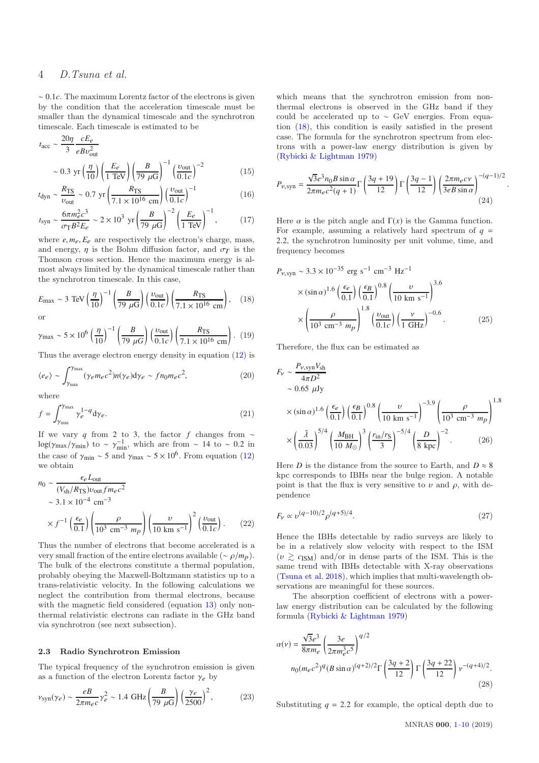$\sim 0.1c$. The maximum Lorentz factor of the electrons is given by the condition that the acceleration timescale must be smaller than the dynamical timescale and the synchrotron timescale. Each timescale is estimated to be

$$t_{\rm acc} \sim \frac{20\eta}{3}\frac{cE_e}{eBv_{\rm out}^2} \sim 0.3\ {\rm yr}\left(\frac{\eta}{10}\right)\left(\frac{E_e}{1\ {\rm TeV}}\right)\left(\frac{B}{79\ \mu{\rm G}}\right)^{-1}\left(\frac{v_{\rm out}}{0.1c}\right)^{-2} \tag{15}$$

$$t_{\rm dyn} \sim \frac{R_{\rm TS}}{v_{\rm out}} \sim 0.7\ {\rm yr}\left(\frac{R_{\rm TS}}{7.1\times 10^{16}\ {\rm cm}}\right)\left(\frac{v_{\rm out}}{0.1c}\right)^{-1} \tag{16}$$

$$t_{\rm syn} \sim \frac{6\pi m_e^2 c^3}{\sigma_{\rm T} B^2 E_e} \sim 2\times 10^3\ {\rm yr}\left(\frac{B}{79\ \mu{\rm G}}\right)^{-2}\left(\frac{E_e}{1\ {\rm TeV}}\right)^{-1}, \tag{17}$$

where $e, m_e, E_e$ are respectively the electron's charge, mass, and energy, $\eta$ is the Bohm diffusion factor, and $\sigma_T$ is the Thomson cross section. Hence the maximum energy is almost always limited by the dynamical timescale rather than the synchrotron timescale. In this case,

$$E_{\rm max} \sim 3\ {\rm TeV}\left(\frac{\eta}{10}\right)^{-1}\left(\frac{B}{79\ \mu{\rm G}}\right)\left(\frac{v_{\rm out}}{0.1c}\right)\left(\frac{R_{\rm TS}}{7.1\times 10^{16}\ {\rm cm}}\right), \tag{18}$$

or

$$\gamma_{\rm max} \sim 5\times 10^6\left(\frac{\eta}{10}\right)^{-1}\left(\frac{B}{79\ \mu{\rm G}}\right)\left(\frac{v_{\rm out}}{0.1c}\right)\left(\frac{R_{\rm TS}}{7.1\times 10^{16}\ {\rm cm}}\right). \tag{19}$$

Thus the average electron energy density in equation (12) is

$$\langle e_e\rangle \sim \int_{\gamma_{\rm min}}^{\gamma_{\rm max}} (\gamma_e m_e c^2) n(\gamma_e) {\rm d}\gamma_e \sim f n_0 m_e c^2, \tag{20}$$

where

$$f = \int_{\gamma_{\rm min}}^{\gamma_{\rm max}} \gamma_e^{1-q} {\rm d}\gamma_e. \tag{21}$$

If we vary $q$ from 2 to 3, the factor $f$ changes from $\sim \log(\gamma_{\rm max}/\gamma_{\rm min})$ to $\sim \gamma_{\rm min}^{-1}$, which are from $\sim 14$ to $\sim 0.2$ in the case of $\gamma_{\rm min}\sim 5$ and $\gamma_{\rm max}\sim 5\times 10^6$. From equation (12) we obtain

$$n_0 \sim \frac{\epsilon_e L_{\rm out}}{(V_{\rm sh}/R_{\rm TS}) v_{\rm out} f m_e c^2} \sim 3.1\times 10^{-4}\ {\rm cm}^{-3} \times f^{-1}\left(\frac{\epsilon_e}{0.1}\right)\left(\frac{\rho}{10^3\ {\rm cm}^{-3}\ m_p}\right)\left(\frac{v}{10\ {\rm km\ s}^{-1}}\right)^2\left(\frac{v_{\rm out}}{0.1c}\right). \tag{22}$$

Thus the number of electrons that become accelerated is a very small fraction of the entire electrons available ($\sim \rho/m_p$). The bulk of the electrons constitute a thermal population, probably obeying the Maxwell-Boltzmann statistics up to a trans-relativistic velocity. In the following calculations we neglect the contribution from thermal electrons, because with the magnetic field considered (equation 13) only non-thermal relativistic electrons can radiate in the GHz band via synchrotron (see next subsection).

### 2.3 Radio Synchrotron Emission

The typical frequency of the synchrotron emission is given as a function of the electron Lorentz factor $\gamma_e$ by

$$\nu_{\rm syn}(\gamma_e) \sim \frac{eB}{2\pi m_e c}\gamma_e^2 \sim 1.4\ {\rm GHz}\left(\frac{B}{79\ \mu{\rm G}}\right)\left(\frac{\gamma_e}{2500}\right)^2, \tag{23}$$

which means that the synchrotron emission from non-thermal electrons is observed in the GHz band if they could be accelerated up to $\sim$ GeV energies. From equation (18), this condition is easily satisfied in the present case. The formula for the synchrotron spectrum from electrons with a power-law energy distribution is given by (Rybicki & Lightman 1979)

$$P_{\nu,{\rm syn}} = \frac{\sqrt{3}e^3 n_0 B\sin\alpha}{2\pi m_e c^2 (q+1)}\Gamma\left(\frac{3q+19}{12}\right)\Gamma\left(\frac{3q-1}{12}\right)\left(\frac{2\pi m_e c\nu}{3eB\sin\alpha}\right)^{-(q-1)/2}. \tag{24}$$

Here $\alpha$ is the pitch angle and $\Gamma(x)$ is the Gamma function. For example, assuming a relatively hard spectrum of $q = 2.2$, the synchrotron luminosity per unit volume, time, and frequency becomes

$$P_{\nu,{\rm syn}} \sim 3.3\times 10^{-35}\ {\rm erg\ s^{-1}\ cm^{-3}\ Hz^{-1}} \times (\sin\alpha)^{1.6}\left(\frac{\epsilon_e}{0.1}\right)\left(\frac{\epsilon_B}{0.1}\right)^{0.8}\left(\frac{v}{10\ {\rm km\ s}^{-1}}\right)^{3.6} \times\left(\frac{\rho}{10^3\ {\rm cm}^{-3}\ m_p}\right)^{1.8}\left(\frac{v_{\rm out}}{0.1c}\right)\left(\frac{\nu}{1\ {\rm GHz}}\right)^{-0.6}. \tag{25}$$

Therefore, the flux can be estimated as

$$F_\nu \sim \frac{P_{\nu,{\rm syn}}V_{\rm sh}}{4\pi D^2} \sim 0.65\ \mu{\rm Jy} \times(\sin\alpha)^{1.6}\left(\frac{\epsilon_e}{0.1}\right)\left(\frac{\epsilon_B}{0.1}\right)^{0.8}\left(\frac{v}{10\ {\rm km\ s}^{-1}}\right)^{-3.9}\left(\frac{\rho}{10^3\ {\rm cm}^{-3}\ m_p}\right)^{1.8} \times\left(\frac{\tilde{\lambda}}{0.03}\right)^{5/4}\left(\frac{M_{\rm BH}}{10\ M_\odot}\right)^3\left(\frac{r_{\rm in}/r_{\rm S}}{3}\right)^{-5/4}\left(\frac{D}{8\ {\rm kpc}}\right)^{-2}. \tag{26}$$

Here $D$ is the distance from the source to Earth, and $D\approx 8$ kpc corresponds to IBHs near the bulge region. A notable point is that the flux is very sensitive to $v$ and $\rho$, with dependence

$$F_\nu \propto v^{(q-10)/2}\rho^{(q+5)/4}. \tag{27}$$

Hence the IBHs detectable by radio surveys are likely to be in a relatively slow velocity with respect to the ISM ($v \gtrsim c_{\rm ISM}$) and/or in dense parts of the ISM. This is the same trend with IBHs detectable with X-ray observations (Tsuna et al. 2018), which implies that multi-wavelength observations are meaningful for these sources.

The absorption coefficient of electrons with a power-law energy distribution can be calculated by the following formula (Rybicki & Lightman 1979)

$$\alpha(\nu) = \frac{\sqrt{3}e^3}{8\pi m_e}\left(\frac{3e}{2\pi m_e^3 c^5}\right)^{q/2} n_0 (m_e c^2)^q (B\sin\alpha)^{(q+2)/2}\Gamma\left(\frac{3q+2}{12}\right)\Gamma\left(\frac{3q+22}{12}\right)\nu^{-(q+4)/2}. \tag{28}$$

Substituting $q = 2.2$ for example, the optical depth due to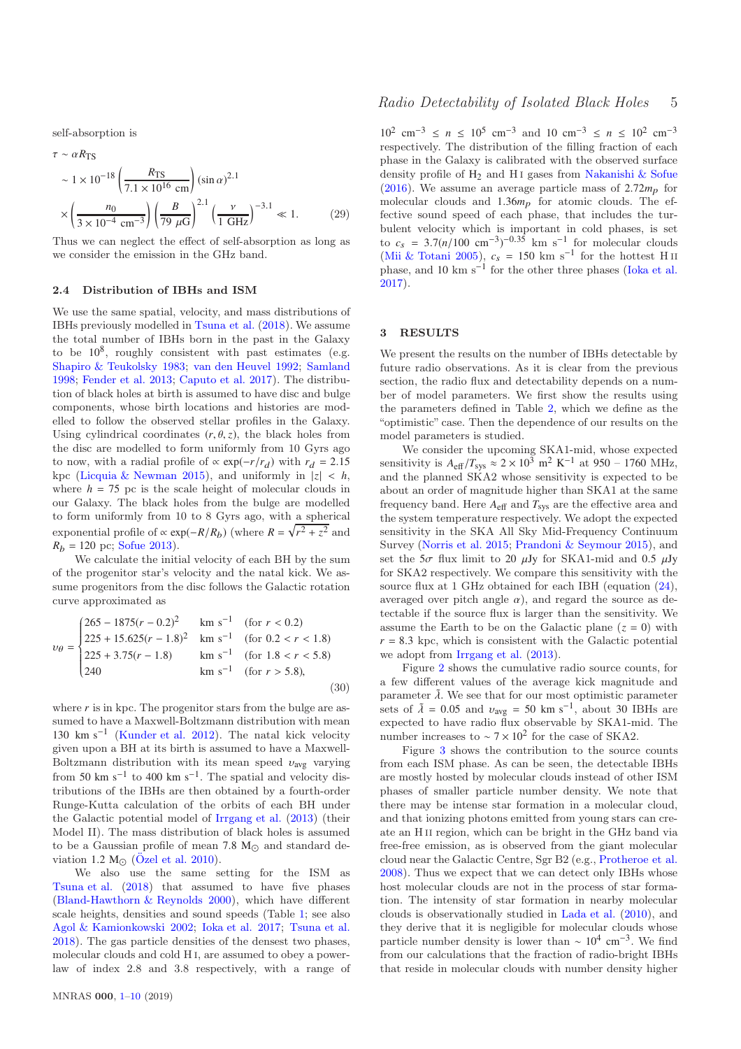self-absorption is

$$
\begin{aligned}
\tau &\sim \alpha R_{\rm TS} \\
&\sim 1\times10^{-18}\left(\frac{R_{\rm TS}}{7.1\times10^{16}\ {\rm cm}}\right)(\sin\alpha)^{2.1} \\
&\times\left(\frac{n_0}{3\times10^{-4}\ {\rm cm}^{-3}}\right)\left(\frac{B}{79\ \mu{\rm G}}\right)^{2.1}\left(\frac{\nu}{1\ {\rm GHz}}\right)^{-3.1} \ll 1. \qquad (29)
\end{aligned}
$$

Thus we can neglect the effect of self-absorption as long as we consider the emission in the GHz band.

### 2.4 Distribution of IBHs and ISM

We use the same spatial, velocity, and mass distributions of IBHs previously modelled in Tsuna et al. (2018). We assume the total number of IBHs born in the past in the Galaxy to be $10^8$, roughly consistent with past estimates (e.g. Shapiro & Teukolsky 1983; van den Heuvel 1992; Samland 1998; Fender et al. 2013; Caputo et al. 2017). The distribution of black holes at birth is assumed to have disc and bulge components, whose birth locations and histories are modelled to follow the observed stellar profiles in the Galaxy. Using cylindrical coordinates $(r, \theta, z)$, the black holes from the disc are modelled to form uniformly from 10 Gyrs ago to now, with a radial profile of $\propto \exp(-r/r_d)$ with $r_d = 2.15$ kpc (Licquia & Newman 2015), and uniformly in $|z| < h$, where $h = 75$ pc is the scale height of molecular clouds in our Galaxy. The black holes from the bulge are modelled to form uniformly from 10 to 8 Gyrs ago, with a spherical exponential profile of $\propto \exp(-R/R_b)$ (where $R = \sqrt{r^2+z^2}$ and $R_b = 120$ pc; Sofue 2013).

We calculate the initial velocity of each BH by the sum of the progenitor star's velocity and the natal kick. We assume progenitors from the disc follows the Galactic rotation curve approximated as

$$
v_\theta = \begin{cases}
265 - 1875(r-0.2)^2 & {\rm km\ s^{-1}} \quad ({\rm for}\ r < 0.2) \\
225 + 15.625(r-1.8)^2 & {\rm km\ s^{-1}} \quad ({\rm for}\ 0.2 < r < 1.8) \\
225 + 3.75(r-1.8) & {\rm km\ s^{-1}} \quad ({\rm for}\ 1.8 < r < 5.8) \\
240 & {\rm km\ s^{-1}} \quad ({\rm for}\ r > 5.8),
\end{cases} \qquad (30)
$$

where $r$ is in kpc. The progenitor stars from the bulge are assumed to have a Maxwell-Boltzmann distribution with mean 130 km s$^{-1}$ (Kunder et al. 2012). The natal kick velocity given upon a BH at its birth is assumed to have a Maxwell-Boltzmann distribution with its mean speed $v_{\rm avg}$ varying from 50 km s$^{-1}$ to 400 km s$^{-1}$. The spatial and velocity distributions of the IBHs are then obtained by a fourth-order Runge-Kutta calculation of the orbits of each BH under the Galactic potential model of Irrgang et al. (2013) (their Model II). The mass distribution of black holes is assumed to be a Gaussian profile of mean 7.8 M$_\odot$ and standard deviation 1.2 M$_\odot$ (Özel et al. 2010).

We also use the same setting for the ISM as Tsuna et al. (2018) that assumed to have five phases (Bland-Hawthorn & Reynolds 2000), which have different scale heights, densities and sound speeds (Table 1; see also Agol & Kamionkowski 2002; Ioka et al. 2017; Tsuna et al. 2018). The gas particle densities of the densest two phases, molecular clouds and cold H I, are assumed to obey a power-law of index 2.8 and 3.8 respectively, with a range of $10^2$ cm$^{-3}$ $\leq n \leq 10^5$ cm$^{-3}$ and 10 cm$^{-3}$ $\leq n \leq 10^2$ cm$^{-3}$ respectively. The distribution of the filling fraction of each phase in the Galaxy is calibrated with the observed surface density profile of $H_2$ and H I gases from Nakanishi & Sofue (2016). We assume an average particle mass of $2.72 m_p$ for molecular clouds and $1.36 m_p$ for atomic clouds. The effective sound speed of each phase, that includes the turbulent velocity which is important in cold phases, is set to $c_s = 3.7(n/100\ {\rm cm}^{-3})^{-0.35}$ km s$^{-1}$ for molecular clouds (Mii & Totani 2005), $c_s = 150$ km s$^{-1}$ for the hottest H II phase, and 10 km s$^{-1}$ for the other three phases (Ioka et al. 2017).

## 3 RESULTS

We present the results on the number of IBHs detectable by future radio observations. As it is clear from the previous section, the radio flux and detectability depends on a number of model parameters. We first show the results using the parameters defined in Table 2, which we define as the "optimistic" case. Then the dependence of our results on the model parameters is studied.

We consider the upcoming SKA1-mid, whose expected sensitivity is $A_{\rm eff}/T_{\rm sys} \approx 2\times10^3$ m$^2$ K$^{-1}$ at 950 – 1760 MHz, and the planned SKA2 whose sensitivity is expected to be about an order of magnitude higher than SKA1 at the same frequency band. Here $A_{\rm eff}$ and $T_{\rm sys}$ are the effective area and the system temperature respectively. We adopt the expected sensitivity in the SKA All Sky Mid-Frequency Continuum Survey (Norris et al. 2015; Prandoni & Seymour 2015), and set the 5$\sigma$ flux limit to 20 $\mu$Jy for SKA1-mid and 0.5 $\mu$Jy for SKA2 respectively. We compare this sensitivity with the source flux at 1 GHz obtained for each IBH (equation (24), averaged over pitch angle $\alpha$), and regard the source as detectable if the source flux is larger than the sensitivity. We assume the Earth to be on the Galactic plane ($z = 0$) with $r = 8.3$ kpc, which is consistent with the Galactic potential we adopt from Irrgang et al. (2013).

Figure 2 shows the cumulative radio source counts, for a few different values of the average kick magnitude and parameter $\tilde{\lambda}$. We see that for our most optimistic parameter sets of $\tilde{\lambda} = 0.05$ and $v_{\rm avg} = 50$ km s$^{-1}$, about 30 IBHs are expected to have radio flux observable by SKA1-mid. The number increases to $\sim 7\times10^2$ for the case of SKA2.

Figure 3 shows the contribution to the source counts from each ISM phase. As can be seen, the detectable IBHs are mostly hosted by molecular clouds instead of other ISM phases of smaller particle number density. We note that there may be intense star formation in a molecular cloud, and that ionizing photons emitted from young stars can create an H II region, which can be bright in the GHz band via free-free emission, as is observed from the giant molecular cloud near the Galactic Centre, Sgr B2 (e.g., Protheroe et al. 2008). Thus we expect that we can detect only IBHs whose host molecular clouds are not in the process of star formation. The intensity of star formation in nearby molecular clouds is observationally studied in Lada et al. (2010), and they derive that it is negligible for molecular clouds whose particle number density is lower than $\sim 10^4$ cm$^{-3}$. We find from our calculations that the fraction of radio-bright IBHs that reside in molecular clouds with number density higher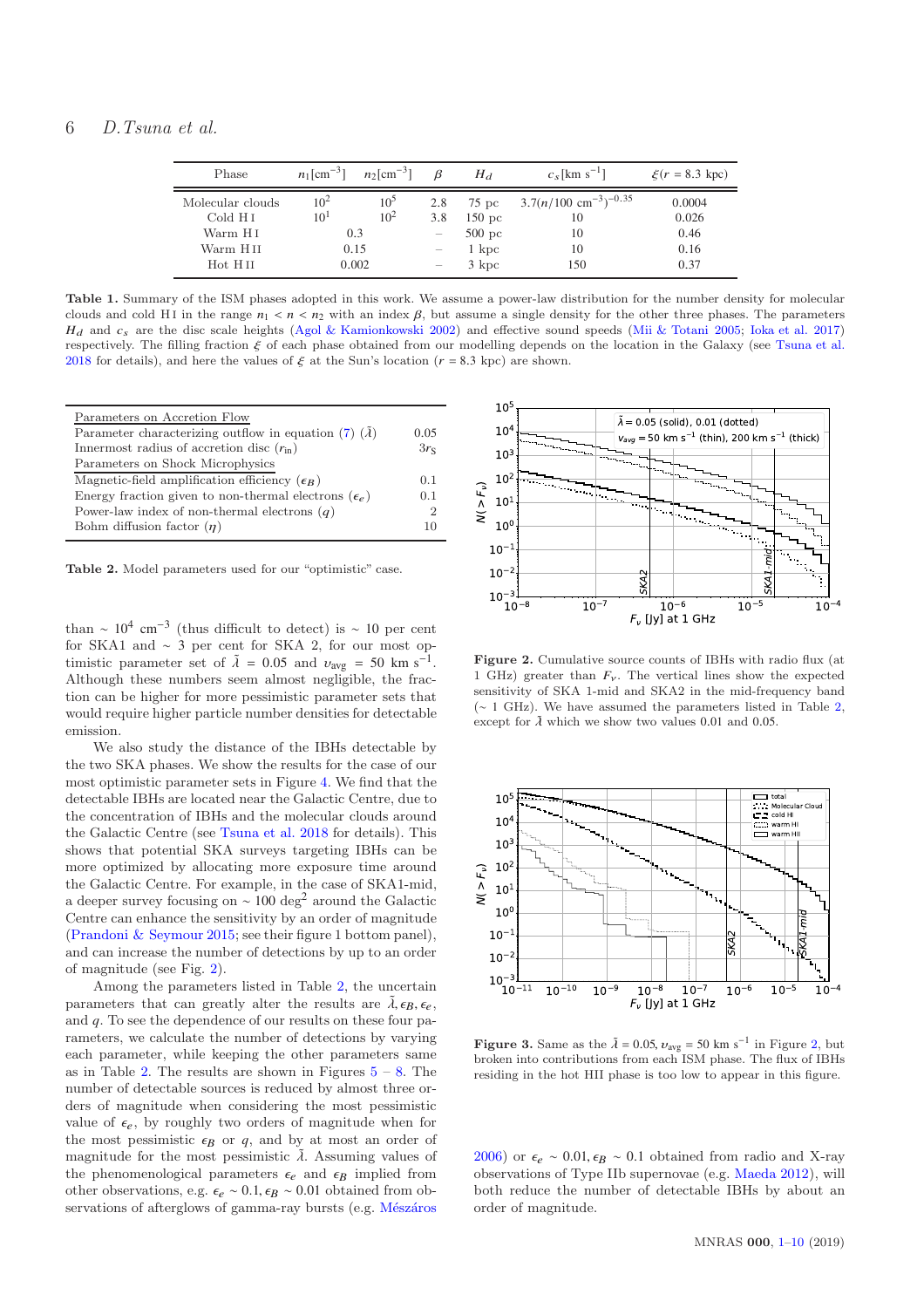| Phase | $n_1$[cm$^{-3}$] | $n_2$[cm$^{-3}$] | $\beta$ | $H_d$ | $c_s$[km s$^{-1}$] | $\xi(r = 8.3$ kpc) |
|---|---|---|---|---|---|---|
| Molecular clouds | $10^2$ | $10^5$ | 2.8 | 75 pc | $3.7(n/100 \text{ cm}^{-3})^{-0.35}$ | 0.0004 |
| Cold H I | $10^1$ | $10^2$ | 3.8 | 150 pc | 10 | 0.026 |
| Warm H I | 0.3 | | – | 500 pc | 10 | 0.46 |
| Warm H II | 0.15 | | – | 1 kpc | 10 | 0.16 |
| Hot H II | 0.002 | | – | 3 kpc | 150 | 0.37 |

**Table 1.** Summary of the ISM phases adopted in this work. We assume a power-law distribution for the number density for molecular clouds and cold H I in the range $n_1 < n < n_2$ with an index $\beta$, but assume a single density for the other three phases. The parameters $H_d$ and $c_s$ are the disc scale heights (Agol & Kamionkowski 2002) and effective sound speeds (Mii & Totani 2005; Ioka et al. 2017) respectively. The filling fraction $\xi$ of each phase obtained from our modelling depends on the location in the Galaxy (see Tsuna et al. 2018 for details), and here the values of $\xi$ at the Sun's location ($r = 8.3$ kpc) are shown.

| Parameters on Accretion Flow | |
|---|---|
| Parameter characterizing outflow in equation (7) ($\tilde{\lambda}$) | 0.05 |
| Innermost radius of accretion disc ($r_{\rm in}$) | $3r_{\rm S}$ |
| Parameters on Shock Microphysics | |
| Magnetic-field amplification efficiency ($\epsilon_B$) | 0.1 |
| Energy fraction given to non-thermal electrons ($\epsilon_e$) | 0.1 |
| Power-law index of non-thermal electrons ($q$) | 2 |
| Bohm diffusion factor ($\eta$) | 10 |

**Table 2.** Model parameters used for our "optimistic" case.

than $\sim 10^4$ cm$^{-3}$ (thus difficult to detect) is $\sim 10$ per cent for SKA1 and $\sim 3$ per cent for SKA 2, for our most optimistic parameter set of $\tilde{\lambda} = 0.05$ and $v_{\rm avg} = 50$ km s$^{-1}$. Although these numbers seem almost negligible, the fraction can be higher for more pessimistic parameter sets that would require higher particle number densities for detectable emission.

We also study the distance of the IBHs detectable by the two SKA phases. We show the results for the case of our most optimistic parameter sets in Figure 4. We find that the detectable IBHs are located near the Galactic Centre, due to the concentration of IBHs and the molecular clouds around the Galactic Centre (see Tsuna et al. 2018 for details). This shows that potential SKA surveys targeting IBHs can be more optimized by allocating more exposure time around the Galactic Centre. For example, in the case of SKA1-mid, a deeper survey focusing on $\sim 100$ deg$^2$ around the Galactic Centre can enhance the sensitivity by an order of magnitude (Prandoni & Seymour 2015; see their figure 1 bottom panel), and can increase the number of detections by up to an order of magnitude (see Fig. 2).

Among the parameters listed in Table 2, the uncertain parameters that can greatly alter the results are $\tilde{\lambda}, \epsilon_B, \epsilon_e$, and $q$. To see the dependence of our results on these four parameters, we calculate the number of detections by varying each parameter, while keeping the other parameters same as in Table 2. The results are shown in Figures 5 – 8. The number of detectable sources is reduced by almost three orders of magnitude when considering the most pessimistic value of $\epsilon_e$, by roughly two orders of magnitude when for the most pessimistic $\epsilon_B$ or $q$, and by at most an order of magnitude for the most pessimistic $\tilde{\lambda}$. Assuming values of the phenomenological parameters $\epsilon_e$ and $\epsilon_B$ implied from other observations, e.g. $\epsilon_e \sim 0.1, \epsilon_B \sim 0.01$ obtained from observations of afterglows of gamma-ray bursts (e.g. Mészáros 2006) or $\epsilon_e \sim 0.01, \epsilon_B \sim 0.1$ obtained from radio and X-ray observations of Type IIb supernovae (e.g. Maeda 2012), will both reduce the number of detectable IBHs by about an order of magnitude.

**Figure 2.** Cumulative source counts of IBHs with radio flux (at 1 GHz) greater than $F_\nu$. The vertical lines show the expected sensitivity of SKA 1-mid and SKA2 in the mid-frequency band ($\sim 1$ GHz). We have assumed the parameters listed in Table 2, except for $\tilde{\lambda}$ which we show two values 0.01 and 0.05.

**Figure 3.** Same as the $\tilde{\lambda} = 0.05, v_{\rm avg} = 50$ km s$^{-1}$ in Figure 2, but broken into contributions from each ISM phase. The flux of IBHs residing in the hot HII phase is too low to appear in this figure.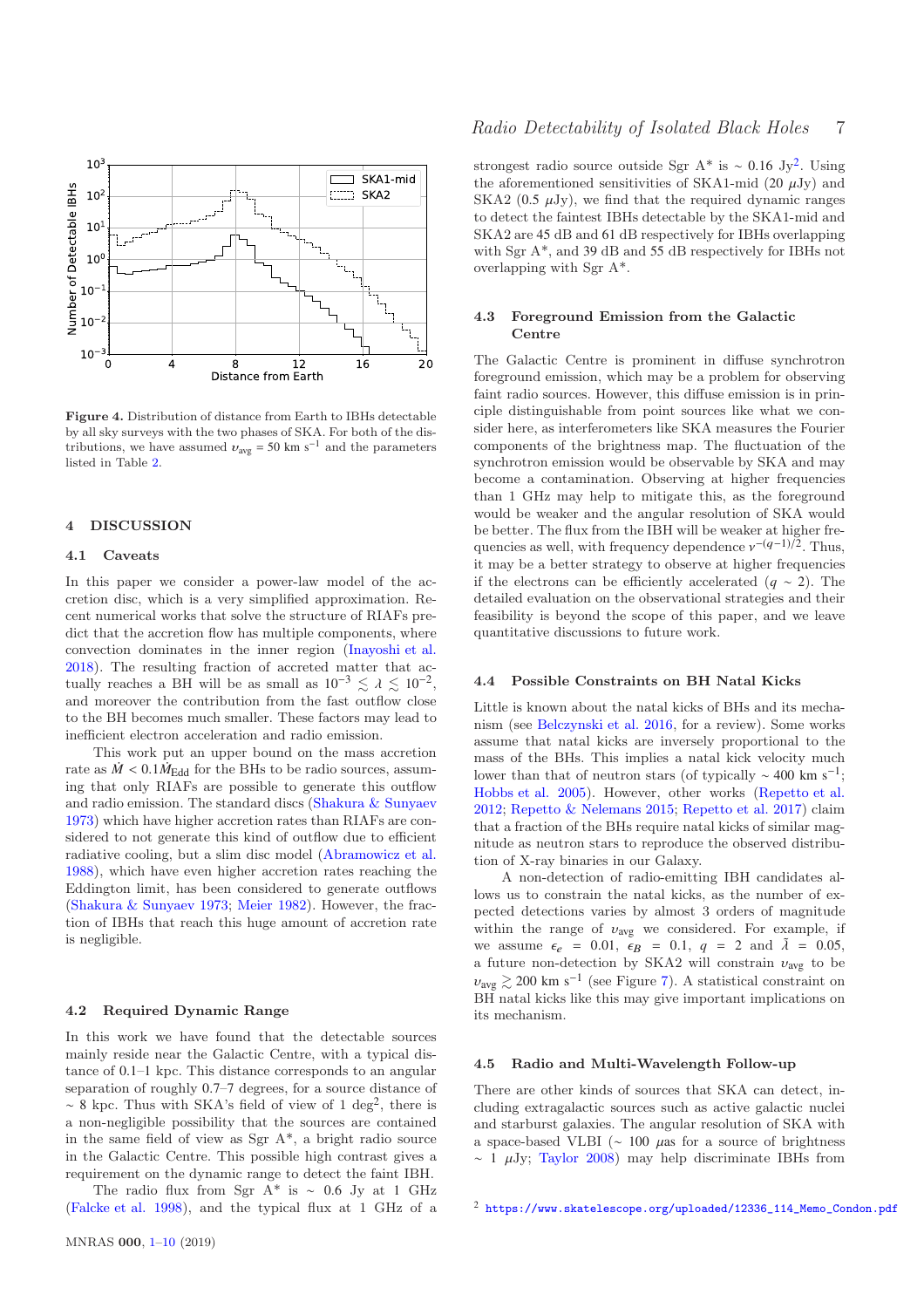**Figure 4.** Distribution of distance from Earth to IBHs detectable by all sky surveys with the two phases of SKA. For both of the distributions, we have assumed $\upsilon_{\rm avg}$ = 50 km s$^{-1}$ and the parameters listed in Table 2.

## 4 DISCUSSION

### 4.1 Caveats

In this paper we consider a power-law model of the accretion disc, which is a very simplified approximation. Recent numerical works that solve the structure of RIAFs predict that the accretion flow has multiple components, where convection dominates in the inner region (Inayoshi et al. 2018). The resulting fraction of accreted matter that actually reaches a BH will be as small as $10^{-3} \lesssim \lambda \lesssim 10^{-2}$, and moreover the contribution from the fast outflow close to the BH becomes much smaller. These factors may lead to inefficient electron acceleration and radio emission.

This work put an upper bound on the mass accretion rate as $\dot{M} < 0.1\dot{M}_{\rm Edd}$ for the BHs to be radio sources, assuming that only RIAFs are possible to generate this outflow and radio emission. The standard discs (Shakura & Sunyaev 1973) which have higher accretion rates than RIAFs are considered to not generate this kind of outflow due to efficient radiative cooling, but a slim disc model (Abramowicz et al. 1988), which have even higher accretion rates reaching the Eddington limit, has been considered to generate outflows (Shakura & Sunyaev 1973; Meier 1982). However, the fraction of IBHs that reach this huge amount of accretion rate is negligible.

### 4.2 Required Dynamic Range

In this work we have found that the detectable sources mainly reside near the Galactic Centre, with a typical distance of 0.1–1 kpc. This distance corresponds to an angular separation of roughly 0.7–7 degrees, for a source distance of $\sim$ 8 kpc. Thus with SKA's field of view of 1 deg$^2$, there is a non-negligible possibility that the sources are contained in the same field of view as Sgr A*, a bright radio source in the Galactic Centre. This possible high contrast gives a requirement on the dynamic range to detect the faint IBH.

The radio flux from Sgr A* is $\sim$ 0.6 Jy at 1 GHz (Falcke et al. 1998), and the typical flux at 1 GHz of a strongest radio source outside Sgr A* is $\sim$ 0.16 Jy[2]. Using the aforementioned sensitivities of SKA1-mid (20 $\mu$Jy) and SKA2 (0.5 $\mu$Jy), we find that the required dynamic ranges to detect the faintest IBHs detectable by the SKA1-mid and SKA2 are 45 dB and 61 dB respectively for IBHs overlapping with Sgr A*, and 39 dB and 55 dB respectively for IBHs not overlapping with Sgr A*.

### 4.3 Foreground Emission from the Galactic Centre

The Galactic Centre is prominent in diffuse synchrotron foreground emission, which may be a problem for observing faint radio sources. However, this diffuse emission is in principle distinguishable from point sources like what we consider here, as interferometers like SKA measures the Fourier components of the brightness map. The fluctuation of the synchrotron emission would be observable by SKA and may become a contamination. Observing at higher frequencies than 1 GHz may help to mitigate this, as the foreground would be weaker and the angular resolution of SKA would be better. The flux from the IBH will be weaker at higher frequencies as well, with frequency dependence $\nu^{-(q-1)/2}$. Thus, it may be a better strategy to observe at higher frequencies if the electrons can be efficiently accelerated ($q \sim 2$). The detailed evaluation on the observational strategies and their feasibility is beyond the scope of this paper, and we leave quantitative discussions to future work.

### 4.4 Possible Constraints on BH Natal Kicks

Little is known about the natal kicks of BHs and its mechanism (see Belczynski et al. 2016, for a review). Some works assume that natal kicks are inversely proportional to the mass of the BHs. This implies a natal kick velocity much lower than that of neutron stars (of typically $\sim$ 400 km s$^{-1}$; Hobbs et al. 2005). However, other works (Repetto et al. 2012; Repetto & Nelemans 2015; Repetto et al. 2017) claim that a fraction of the BHs require natal kicks of similar magnitude as neutron stars to reproduce the observed distribution of X-ray binaries in our Galaxy.

A non-detection of radio-emitting IBH candidates allows us to constrain the natal kicks, as the number of expected detections varies by almost 3 orders of magnitude within the range of $\upsilon_{\rm avg}$ we considered. For example, if we assume $\epsilon_e$ = 0.01, $\epsilon_B$ = 0.1, $q$ = 2 and $\tilde{\lambda}$ = 0.05, a future non-detection by SKA2 will constrain $\upsilon_{\rm avg}$ to be $\upsilon_{\rm avg} \gtrsim 200$ km s$^{-1}$ (see Figure 7). A statistical constraint on BH natal kicks like this may give important implications on its mechanism.

### 4.5 Radio and Multi-Wavelength Follow-up

There are other kinds of sources that SKA can detect, including extragalactic sources such as active galactic nuclei and starburst galaxies. The angular resolution of SKA with a space-based VLBI ($\sim$ 100 $\mu$as for a source of brightness $\sim$ 1 $\mu$Jy; Taylor 2008) may help discriminate IBHs from

[2] https://www.skatelescope.org/uploaded/12336_114_Memo_Condon.pdf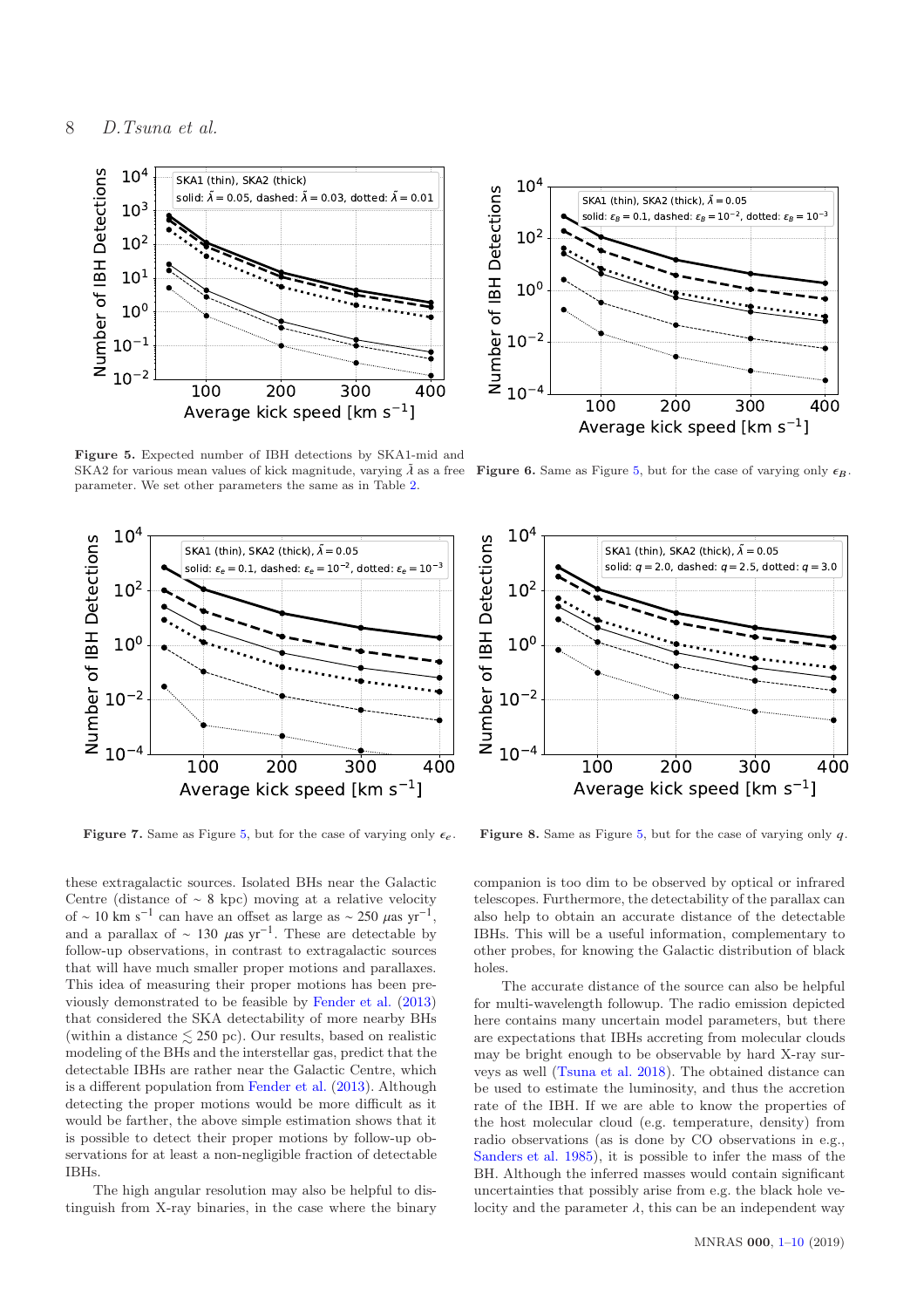Figure 5. Expected number of IBH detections by SKA1-mid and SKA2 for various mean values of kick magnitude, varying $\tilde{\lambda}$ as a free parameter. We set other parameters the same as in Table 2.

Figure 6. Same as Figure 5, but for the case of varying only $\epsilon_B$.

Figure 7. Same as Figure 5, but for the case of varying only $\epsilon_e$.

Figure 8. Same as Figure 5, but for the case of varying only $q$.

these extragalactic sources. Isolated BHs near the Galactic Centre (distance of $\sim 8$ kpc) moving at a relative velocity of $\sim 10$ km s$^{-1}$ can have an offset as large as $\sim 250$ $\mu$as yr$^{-1}$, and a parallax of $\sim 130$ $\mu$as yr$^{-1}$. These are detectable by follow-up observations, in contrast to extragalactic sources that will have much smaller proper motions and parallaxes. This idea of measuring their proper motions has been previously demonstrated to be feasible by Fender et al. (2013) that considered the SKA detectability of more nearby BHs (within a distance $\lesssim 250$ pc). Our results, based on realistic modeling of the BHs and the interstellar gas, predict that the detectable IBHs are rather near the Galactic Centre, which is a different population from Fender et al. (2013). Although detecting the proper motions would be more difficult as it would be farther, the above simple estimation shows that it is possible to detect their proper motions by follow-up observations for at least a non-negligible fraction of detectable IBHs.

The high angular resolution may also be helpful to distinguish from X-ray binaries, in the case where the binary companion is too dim to be observed by optical or infrared telescopes. Furthermore, the detectability of the parallax can also help to obtain an accurate distance of the detectable IBHs. This will be a useful information, complementary to other probes, for knowing the Galactic distribution of black holes.

The accurate distance of the source can also be helpful for multi-wavelength followup. The radio emission depicted here contains many uncertain model parameters, but there are expectations that IBHs accreting from molecular clouds may be bright enough to be observable by hard X-ray surveys as well (Tsuna et al. 2018). The obtained distance can be used to estimate the luminosity, and thus the accretion rate of the IBH. If we are able to know the properties of the host molecular cloud (e.g. temperature, density) from radio observations (as is done by CO observations in e.g., Sanders et al. 1985), it is possible to infer the mass of the BH. Although the inferred masses would contain significant uncertainties that possibly arise from e.g. the black hole velocity and the parameter $\lambda$, this can be an independent way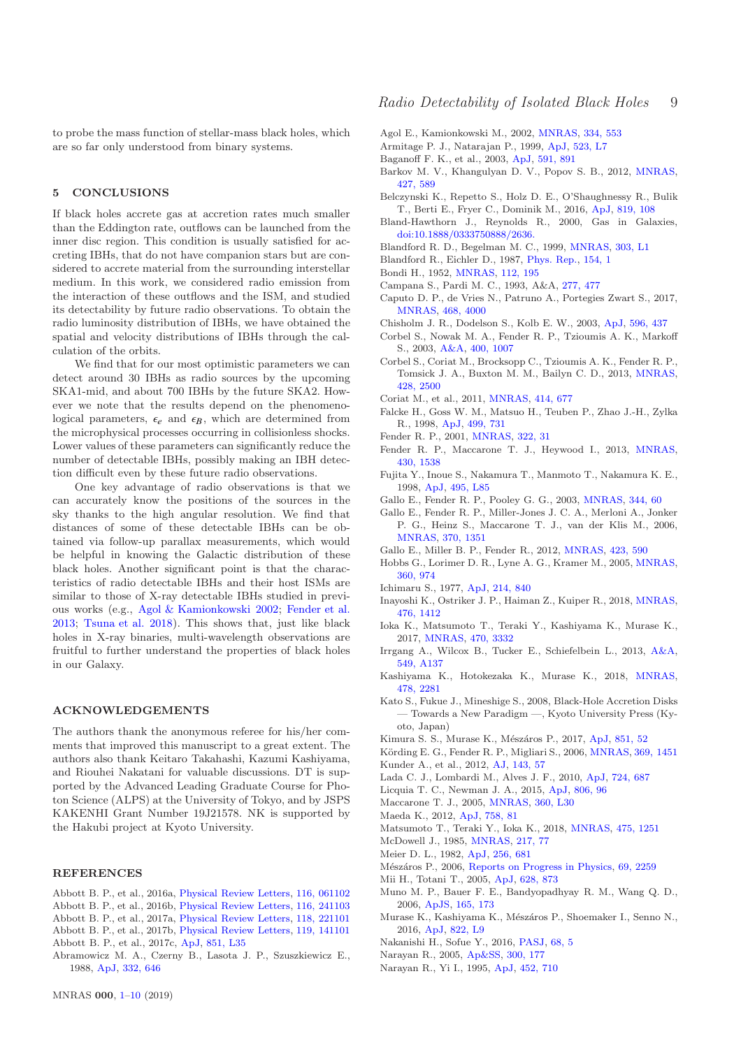to probe the mass function of stellar-mass black holes, which are so far only understood from binary systems.

## 5 CONCLUSIONS

If black holes accrete gas at accretion rates much smaller than the Eddington rate, outflows can be launched from the inner disc region. This condition is usually satisfied for accreting IBHs, that do not have companion stars but are considered to accrete material from the surrounding interstellar medium. In this work, we considered radio emission from the interaction of these outflows and the ISM, and studied its detectability by future radio observations. To obtain the radio luminosity distribution of IBHs, we have obtained the spatial and velocity distributions of IBHs through the calculation of the orbits.

We find that for our most optimistic parameters we can detect around 30 IBHs as radio sources by the upcoming SKA1-mid, and about 700 IBHs by the future SKA2. However we note that the results depend on the phenomenological parameters, $\epsilon_e$ and $\epsilon_B$, which are determined from the microphysical processes occurring in collisionless shocks. Lower values of these parameters can significantly reduce the number of detectable IBHs, possibly making an IBH detection difficult even by these future radio observations.

One key advantage of radio observations is that we can accurately know the positions of the sources in the sky thanks to the high angular resolution. We find that distances of some of these detectable IBHs can be obtained via follow-up parallax measurements, which would be helpful in knowing the Galactic distribution of these black holes. Another significant point is that the characteristics of radio detectable IBHs and their host ISMs are similar to those of X-ray detectable IBHs studied in previous works (e.g., Agol & Kamionkowski 2002; Fender et al. 2013; Tsuna et al. 2018). This shows that, just like black holes in X-ray binaries, multi-wavelength observations are fruitful to further understand the properties of black holes in our Galaxy.

## ACKNOWLEDGEMENTS

The authors thank the anonymous referee for his/her comments that improved this manuscript to a great extent. The authors also thank Keitaro Takahashi, Kazumi Kashiyama, and Riouhei Nakatani for valuable discussions. DT is supported by the Advanced Leading Graduate Course for Photon Science (ALPS) at the University of Tokyo, and by JSPS KAKENHI Grant Number 19J21578. NK is supported by the Hakubi project at Kyoto University.

## REFERENCES

Abbott B. P., et al., 2016a, Physical Review Letters, 116, 061102
Abbott B. P., et al., 2016b, Physical Review Letters, 116, 241103
Abbott B. P., et al., 2017a, Physical Review Letters, 118, 221101
Abbott B. P., et al., 2017b, Physical Review Letters, 119, 141101
Abbott B. P., et al., 2017c, ApJ, 851, L35
Abramowicz M. A., Czerny B., Lasota J. P., Szuszkiewicz E., 1988, ApJ, 332, 646
Agol E., Kamionkowski M., 2002, MNRAS, 334, 553
Armitage P. J., Natarajan P., 1999, ApJ, 523, L7
Baganoff F. K., et al., 2003, ApJ, 591, 891
Barkov M. V., Khangulyan D. V., Popov S. B., 2012, MNRAS, 427, 589
Belczynski K., Repetto S., Holz D. E., O'Shaughnessy R., Bulik T., Berti E., Fryer C., Dominik M., 2016, ApJ, 819, 108
Bland-Hawthorn J., Reynolds R., 2000, Gas in Galaxies, doi:10.1888/0333750888/2636.
Blandford R. D., Begelman M. C., 1999, MNRAS, 303, L1
Blandford R., Eichler D., 1987, Phys. Rep., 154, 1
Bondi H., 1952, MNRAS, 112, 195
Campana S., Pardi M. C., 1993, A&A, 277, 477
Caputo D. P., de Vries N., Patruno A., Portegies Zwart S., 2017, MNRAS, 468, 4000
Chisholm J. R., Dodelson S., Kolb E. W., 2003, ApJ, 596, 437
Corbel S., Nowak M. A., Fender R. P., Tzioumis A. K., Markoff S., 2003, A&A, 400, 1007
Corbel S., Coriat M., Brocksopp C., Tzioumis A. K., Fender R. P., Tomsick J. A., Buxton M. M., Bailyn C. D., 2013, MNRAS, 428, 2500
Coriat M., et al., 2011, MNRAS, 414, 677
Falcke H., Goss W. M., Matsuo H., Teuben P., Zhao J.-H., Zylka R., 1998, ApJ, 499, 731
Fender R. P., 2001, MNRAS, 322, 31
Fender R. P., Maccarone T. J., Heywood I., 2013, MNRAS, 430, 1538
Fujita Y., Inoue S., Nakamura T., Manmoto T., Nakamura K. E., 1998, ApJ, 495, L85
Gallo E., Fender R. P., Pooley G. G., 2003, MNRAS, 344, 60
Gallo E., Fender R. P., Miller-Jones J. C. A., Merloni A., Jonker P. G., Heinz S., Maccarone T. J., van der Klis M., 2006, MNRAS, 370, 1351
Gallo E., Miller B. P., Fender R., 2012, MNRAS, 423, 590
Hobbs G., Lorimer D. R., Lyne A. G., Kramer M., 2005, MNRAS, 360, 974
Ichimaru S., 1977, ApJ, 214, 840
Inayoshi K., Ostriker J. P., Haiman Z., Kuiper R., 2018, MNRAS, 476, 1412
Ioka K., Matsumoto T., Teraki Y., Kashiyama K., Murase K., 2017, MNRAS, 470, 3332
Irrgang A., Wilcox B., Tucker E., Schiefelbein L., 2013, A&A, 549, A137
Kashiyama K., Hotokezaka K., Murase K., 2018, MNRAS, 478, 2281
Kato S., Fukue J., Mineshige S., 2008, Black-Hole Accretion Disks — Towards a New Paradigm —, Kyoto University Press (Kyoto, Japan)
Kimura S. S., Murase K., Mészáros P., 2017, ApJ, 851, 52
Körding E. G., Fender R. P., Migliari S., 2006, MNRAS, 369, 1451
Kunder A., et al., 2012, AJ, 143, 57
Lada C. J., Lombardi M., Alves J. F., 2010, ApJ, 724, 687
Licquia T. C., Newman J. A., 2015, ApJ, 806, 96
Maccarone T. J., 2005, MNRAS, 360, L30
Maeda K., 2012, ApJ, 758, 81
Matsumoto T., Teraki Y., Ioka K., 2018, MNRAS, 475, 1251
McDowell J., 1985, MNRAS, 217, 77
Meier D. L., 1982, ApJ, 256, 681
Mészáros P., 2006, Reports on Progress in Physics, 69, 2259
Mii H., Totani T., 2005, ApJ, 628, 873
Muno M. P., Bauer F. E., Bandyopadhyay R. M., Wang Q. D., 2006, ApJS, 165, 173
Murase K., Kashiyama K., Mészáros P., Shoemaker I., Senno N., 2016, ApJ, 822, L9
Nakanishi H., Sofue Y., 2016, PASJ, 68, 5
Narayan R., 2005, Ap&SS, 300, 177
Narayan R., Yi I., 1995, ApJ, 452, 710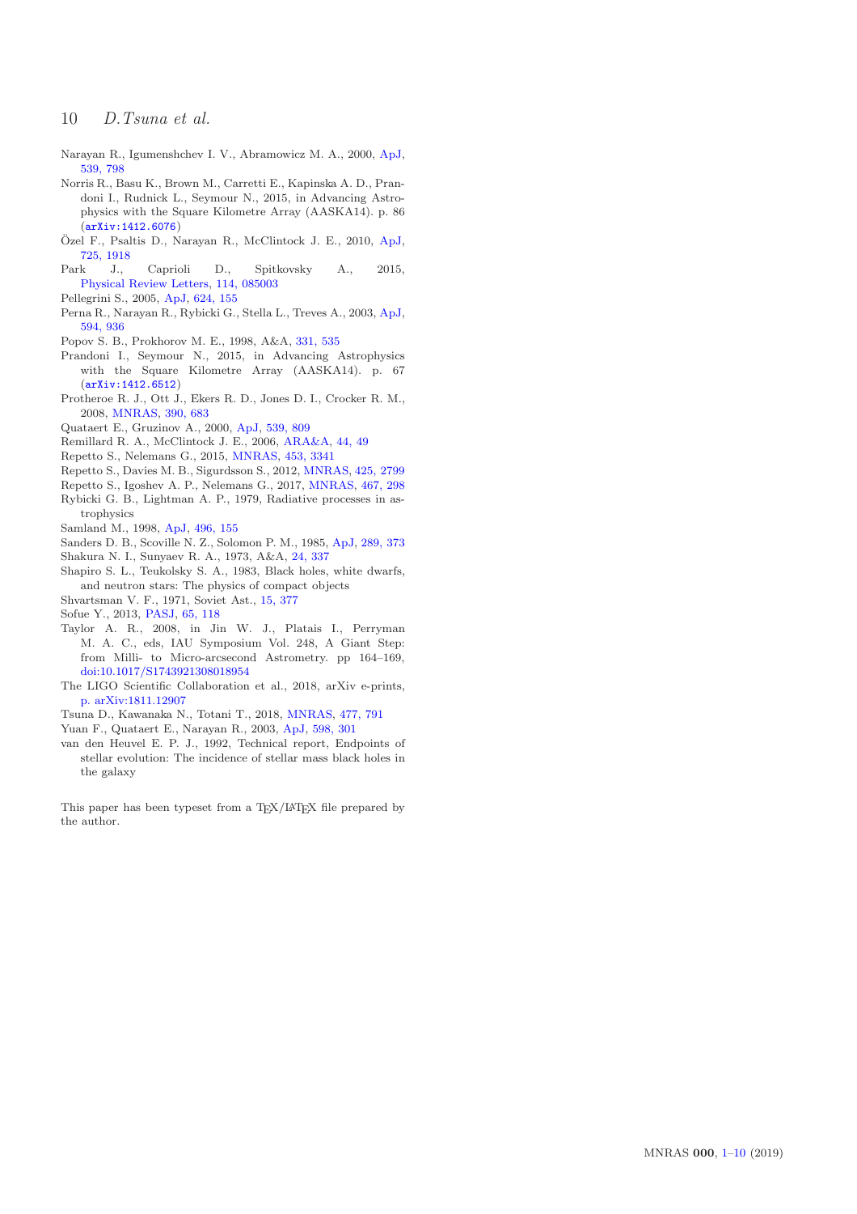Narayan R., Igumenshchev I. V., Abramowicz M. A., 2000, ApJ, 539, 798

Norris R., Basu K., Brown M., Carretti E., Kapinska A. D., Prandoni I., Rudnick L., Seymour N., 2015, in Advancing Astrophysics with the Square Kilometre Array (AASKA14). p. 86 (arXiv:1412.6076)

Özel F., Psaltis D., Narayan R., McClintock J. E., 2010, ApJ, 725, 1918

Park J., Caprioli D., Spitkovsky A., 2015, Physical Review Letters, 114, 085003

Pellegrini S., 2005, ApJ, 624, 155

Perna R., Narayan R., Rybicki G., Stella L., Treves A., 2003, ApJ, 594, 936

Popov S. B., Prokhorov M. E., 1998, A&A, 331, 535

Prandoni I., Seymour N., 2015, in Advancing Astrophysics with the Square Kilometre Array (AASKA14). p. 67 (arXiv:1412.6512)

Protheroe R. J., Ott J., Ekers R. D., Jones D. I., Crocker R. M., 2008, MNRAS, 390, 683

Quataert E., Gruzinov A., 2000, ApJ, 539, 809

Remillard R. A., McClintock J. E., 2006, ARA&A, 44, 49

Repetto S., Nelemans G., 2015, MNRAS, 453, 3341

Repetto S., Davies M. B., Sigurdsson S., 2012, MNRAS, 425, 2799

Repetto S., Igoshev A. P., Nelemans G., 2017, MNRAS, 467, 298

Rybicki G. B., Lightman A. P., 1979, Radiative processes in astrophysics

Samland M., 1998, ApJ, 496, 155

Sanders D. B., Scoville N. Z., Solomon P. M., 1985, ApJ, 289, 373

Shakura N. I., Sunyaev R. A., 1973, A&A, 24, 337

Shapiro S. L., Teukolsky S. A., 1983, Black holes, white dwarfs, and neutron stars: The physics of compact objects

Shvartsman V. F., 1971, Soviet Ast., 15, 377

Sofue Y., 2013, PASJ, 65, 118

Taylor A. R., 2008, in Jin W. J., Platais I., Perryman M. A. C., eds, IAU Symposium Vol. 248, A Giant Step: from Milli- to Micro-arcsecond Astrometry. pp 164–169, doi:10.1017/S1743921308018954

The LIGO Scientific Collaboration et al., 2018, arXiv e-prints, p. arXiv:1811.12907

Tsuna D., Kawanaka N., Totani T., 2018, MNRAS, 477, 791

Yuan F., Quataert E., Narayan R., 2003, ApJ, 598, 301

van den Heuvel E. P. J., 1992, Technical report, Endpoints of stellar evolution: The incidence of stellar mass black holes in the galaxy

This paper has been typeset from a TEX/LATEX file prepared by the author.